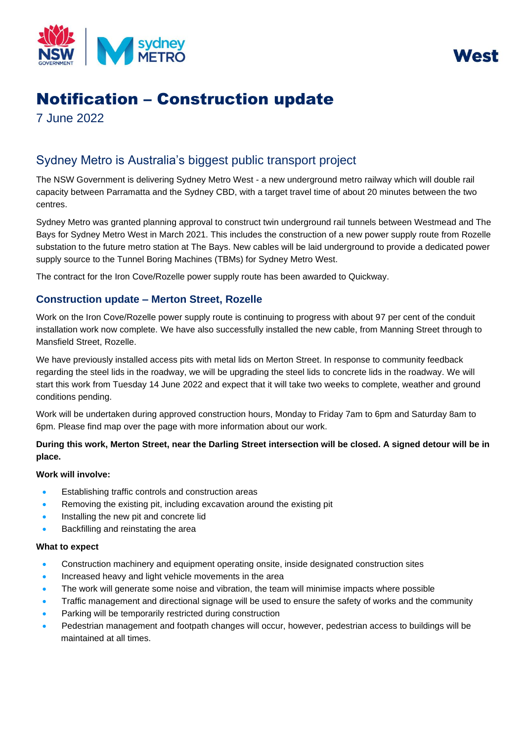# Notification – Construction update

7 June 2022

## Sydney Metro is Australia's biggest public transport project

The NSW Government is delivering Sydney Metro West - a new underground metro railway which will double rail capacity between Parramatta and the Sydney CBD, with a target travel time of about 20 minutes between the two centres.

Sydney Metro was granted planning approval to construct twin underground rail tunnels between Westmead and The Bays for Sydney Metro West in March 2021. This includes the construction of a new power supply route from Rozelle substation to the future metro station at The Bays. New cables will be laid underground to provide a dedicated power supply source to the Tunnel Boring Machines (TBMs) for Sydney Metro West.

The contract for the Iron Cove/Rozelle power supply route has been awarded to Quickway.

### Construction update – Merton Street, Rozelle

Work on the Iron Cove/Rozelle power supply route is continuing to progress with about 97 per cent of the conduit installation work now complete. We have also successfully installed the new cable, from Manning Street through to Mansfield Street, Rozelle.

We have previously installed access pits with metal lids on Merton Street. In response to community feedback regarding the steel lids in the roadway, we will be upgrading the steel lids to concrete lids in the roadway. We will start this work from Tuesday 14 June 2022 and expect that it will take two weeks to complete, weather and ground conditions pending.

Work will be undertaken during approved construction hours, Monday to Friday 7am to 6pm and Saturday 8am to 6pm. Please find map over the page with more information about our work.

**During this work, Merton Street, near the Darling Street intersection will be closed. A signed detour will be in place.**

**Work will involve:**

- Establishing traffic controls and construction areas
- Removing the existing pit, including excavation around the existing pit
- Installing the new pit and concrete lid
- Backfilling and reinstating the area

**What to expect**

- Construction machinery and equipment operating onsite, inside designated construction sites
- Increased heavy and light vehicle movements in the area
- The work will generate some noise and vibration, the team will minimise impacts where possible
- Traffic management and directional signage will be used to ensure the safety of works and the community
- Parking will be temporarily restricted during construction
- Pedestrian management and footpath changes will occur, however, pedestrian access to buildings will be maintained at all times.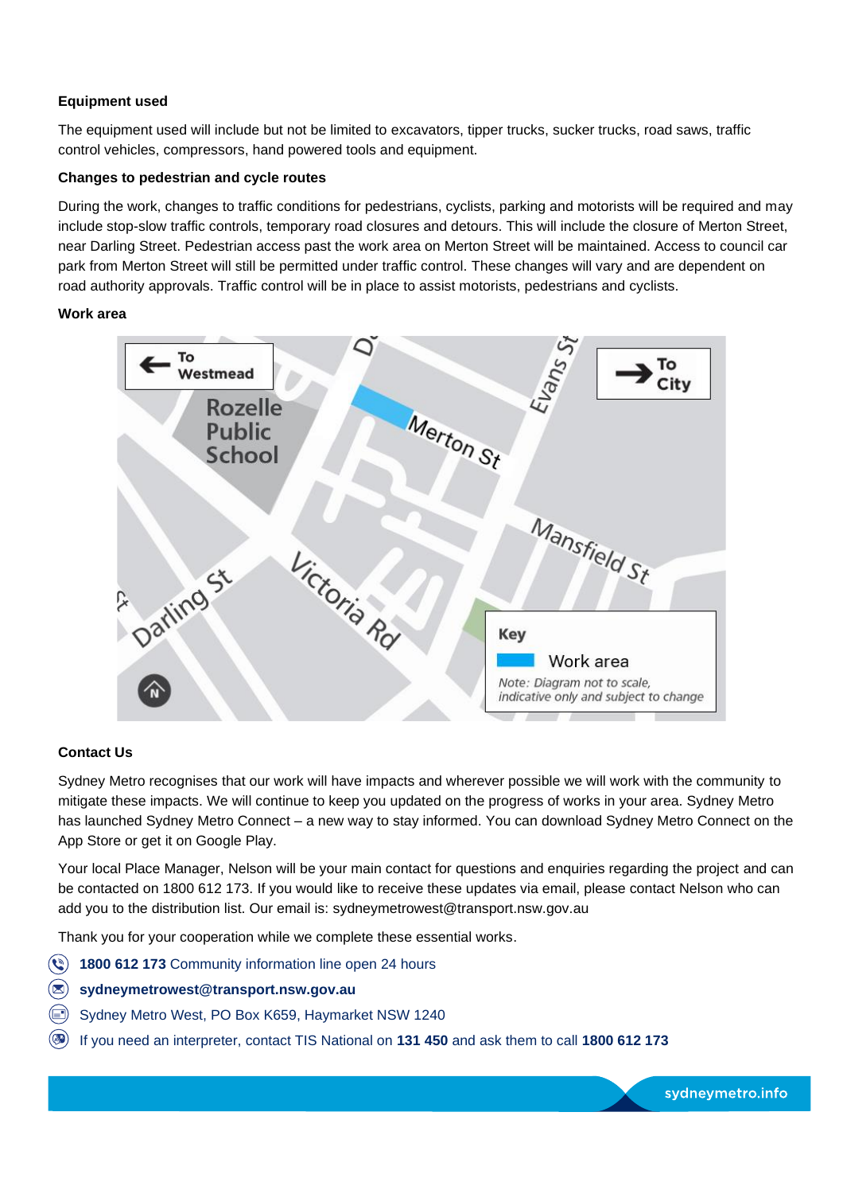**Equipment used**

The equipment used will include but not be limited to excavators, tipper trucks, sucker trucks, road saws, traffic control vehicles, compressors, hand powered tools and equipment.

**Changes to pedestrian and cycle routes**

During the work, changes to traffic conditions for pedestrians, cyclists, parking and motorists will be required and may include stop-slow traffic controls, temporary road closures and detours. This will include the closure of Merton Street, near Darling Street. Pedestrian access past the work area on Merton Street will be maintained. Access to council car park from Merton Street will still be permitted under traffic control. These changes will vary and are dependent on road authority approvals. Traffic control will be in place to assist motorists, pedestrians and cyclists.

**Work area**

To Westmead

To City

Rozelle Public School

Merton St

Evans St

Mansfield St

Victoria Rd

Darling St

Key

Work area

*Note: Diagram not to scale, indicative only and subject to change*

**Contact Us**

Sydney Metro recognises that our work will have impacts and wherever possible we will work with the community to mitigate these impacts. We will continue to keep you updated on the progress of works in your area. Sydney Metro has launched Sydney Metro Connect – a new way to stay informed. You can download Sydney Metro Connect on the App Store or get it on Google Play.

Your local Place Manager, Nelson will be your main contact for questions and enquiries regarding the project and can be contacted on 1800 612 173. If you would like to receive these updates via email, please contact Nelson who can add you to the distribution list. Our email is: sydneymetrowest@transport.nsw.gov.au

Thank you for your cooperation while we complete these essential works.

- **1800 612 173** Community information line open 24 hours
- **sydneymetrowest@transport.nsw.gov.au**
- Sydney Metro West, PO Box K659, Haymarket NSW 1240
- If you need an interpreter, contact TIS National on **131 450** and ask them to call **1800 612 173**

sydneymetro.info